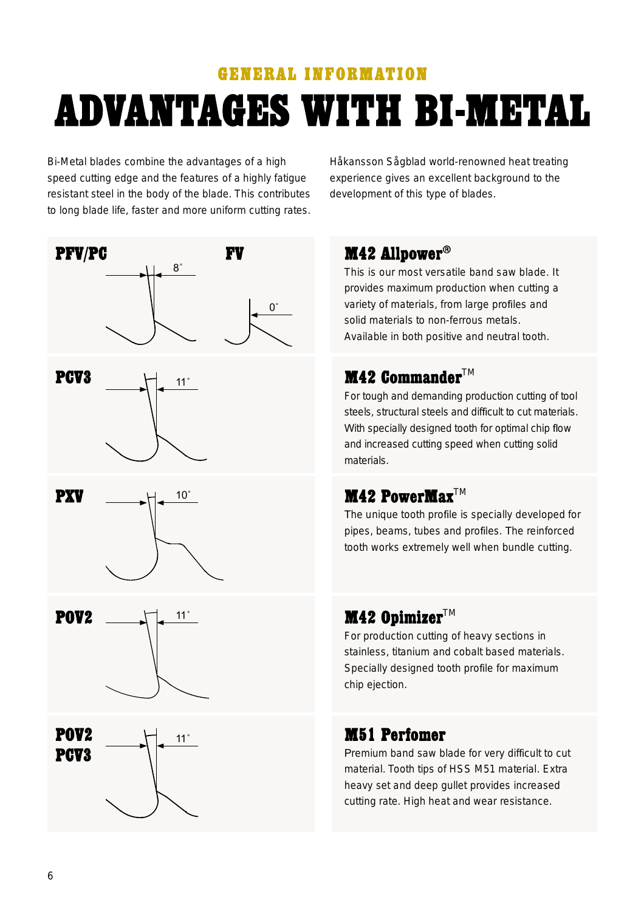GENERAL INFORMATION

# ADVANTAGES WITH BI-METAL

Bi-Metal blades combine the advantages of a high speed cutting edge and the features of a highly fatigue resistant steel in the body of the blade. This contributes to long blade life, faster and more uniform cutting rates.

Håkansson Sågblad world-renowned heat treating experience gives an excellent background to the development of this type of blades.

**PFV/PC** 8°

**FV** 0°

## M42 Allpower®

This is our most versatile band saw blade. It provides maximum production when cutting a variety of materials, from large profiles and solid materials to non-ferrous metals. Available in both positive and neutral tooth.

**PCV3** 11°

## M42 Commander™

For tough and demanding production cutting of tool steels, structural steels and difficult to cut materials. With specially designed tooth for optimal chip flow and increased cutting speed when cutting solid materials.

**PXV** 10°

## M42 PowerMax™

The unique tooth profile is specially developed for pipes, beams, tubes and profiles. The reinforced tooth works extremely well when bundle cutting.

**POV2** 11°

## M42 Opimizer™

For production cutting of heavy sections in stainless, titanium and cobalt based materials. Specially designed tooth profile for maximum chip ejection.

**POV2 PCV3** 11°

## M51 Perfomer

Premium band saw blade for very difficult to cut material. Tooth tips of HSS M51 material. Extra heavy set and deep gullet provides increased cutting rate. High heat and wear resistance.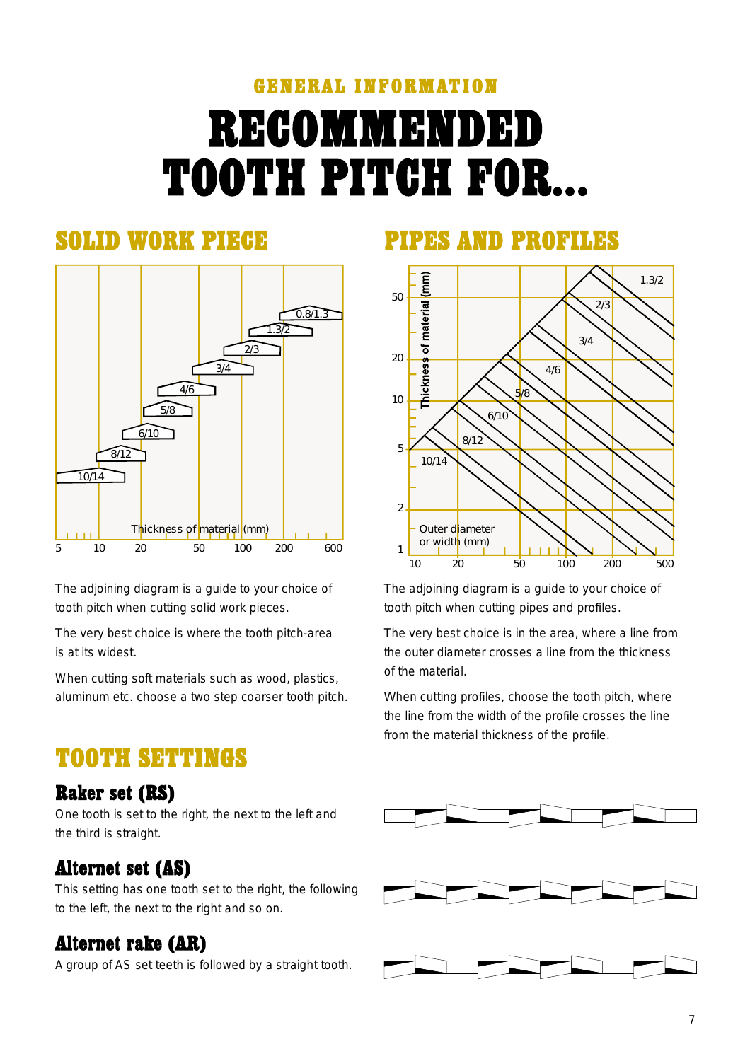GENERAL INFORMATION

# RECOMMENDED TOOTH PITCH FOR...

## SOLID WORK PIECE

The adjoining diagram is a guide to your choice of tooth pitch when cutting solid work pieces.

The very best choice is where the tooth pitch-area is at its widest.

When cutting soft materials such as wood, plastics, aluminum etc. choose a two step coarser tooth pitch.

## PIPES AND PROFILES

The adjoining diagram is a guide to your choice of tooth pitch when cutting pipes and profiles.

The very best choice is in the area, where a line from the outer diameter crosses a line from the thickness of the material.

When cutting profiles, choose the tooth pitch, where the line from the width of the profile crosses the line from the material thickness of the profile.

## TOOTH SETTINGS

### Raker set (RS)

One tooth is set to the right, the next to the left and the third is straight.

### Alternet set (AS)

This setting has one tooth set to the right, the following to the left, the next to the right and so on.

### Alternet rake (AR)

A group of AS set teeth is followed by a straight tooth.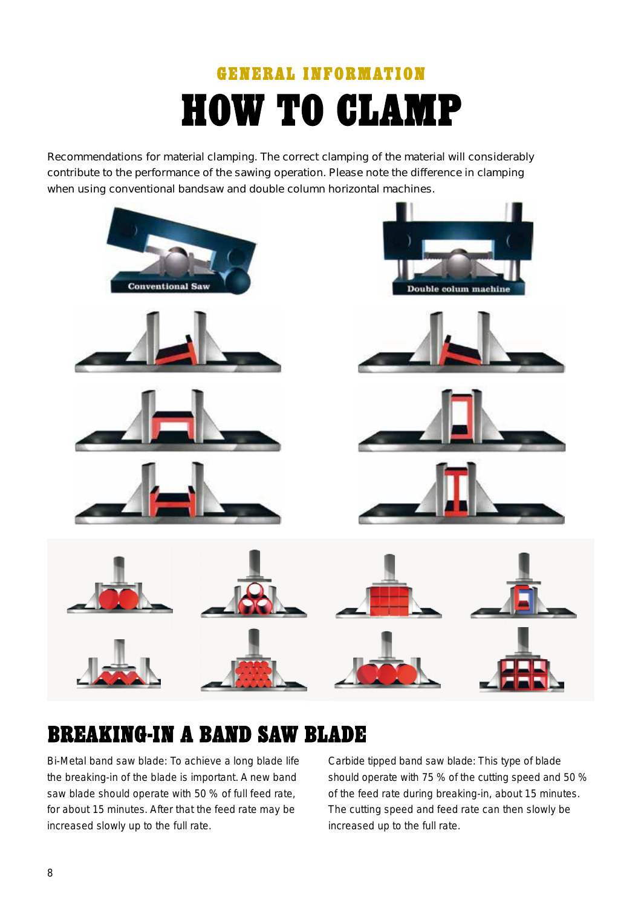## GENERAL INFORMATION

# HOW TO CLAMP

Recommendations for material clamping. The correct clamping of the material will considerably contribute to the performance of the sawing operation. Please note the difference in clamping when using conventional bandsaw and double column horizontal machines.

Conventional Saw

Double colum machine

## BREAKING-IN A BAND SAW BLADE

Bi-Metal band saw blade: To achieve a long blade life the breaking-in of the blade is important. A new band saw blade should operate with 50 % of full feed rate, for about 15 minutes. After that the feed rate may be increased slowly up to the full rate.

Carbide tipped band saw blade: This type of blade should operate with 75 % of the cutting speed and 50 % of the feed rate during breaking-in, about 15 minutes. The cutting speed and feed rate can then slowly be increased up to the full rate.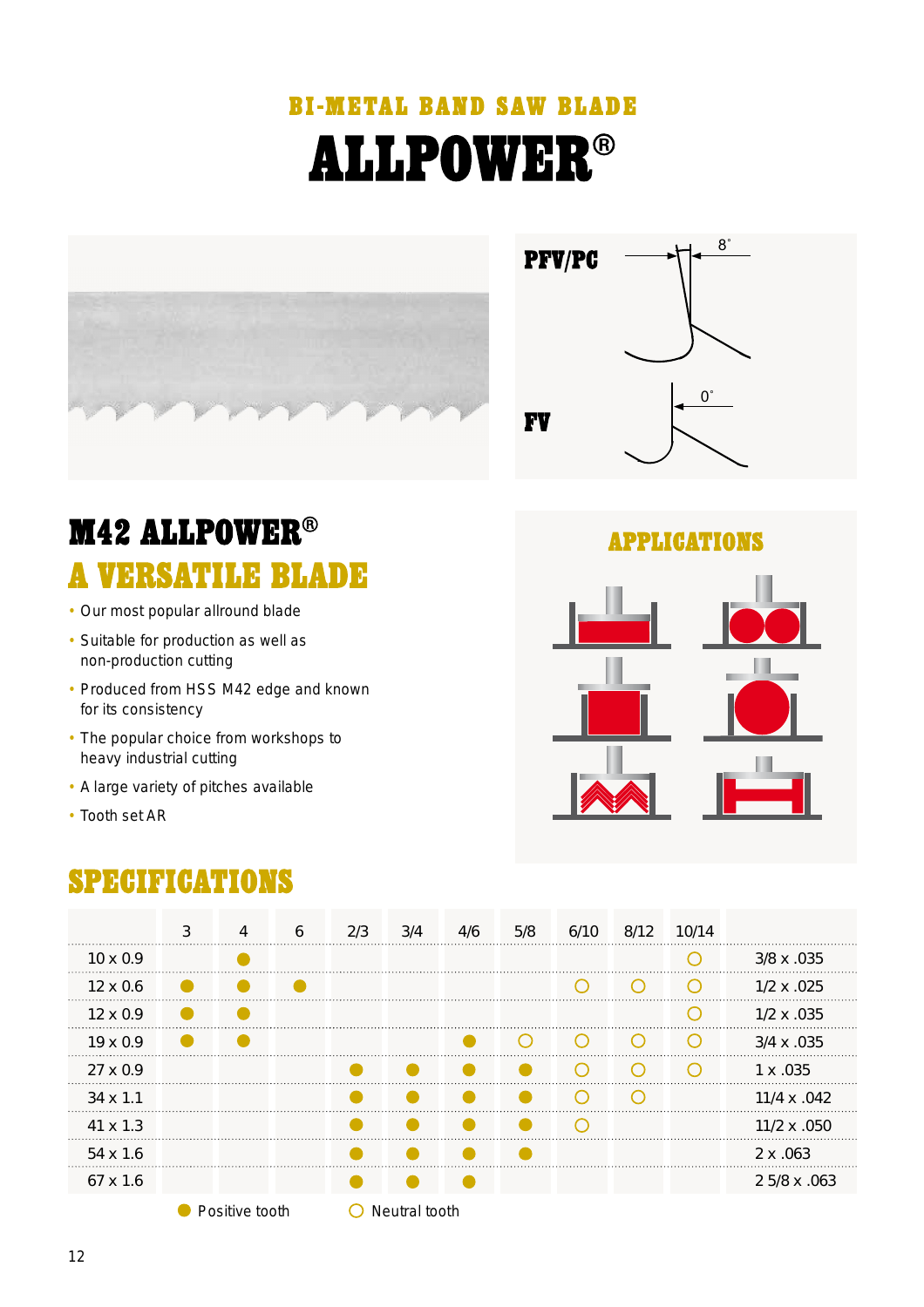# BI-METAL BAND SAW BLADE

# ALLPOWER®

PFV/PC

8°

FV

0°

## M42 ALLPOWER®

## A VERSATILE BLADE

- Our most popular allround blade
- Suitable for production as well as non-production cutting
- Produced from HSS M42 edge and known for its consistency
- The popular choice from workshops to heavy industrial cutting
- A large variety of pitches available
- Tooth set AR

## APPLICATIONS

## SPECIFICATIONS

| | 3 | 4 | 6 | 2/3 | 3/4 | 4/6 | 5/8 | 6/10 | 8/12 | 10/14 | |
|---|---|---|---|---|---|---|---|---|---|---|---|
| 10 x 0.9 | | ● | | | | | | | | ○ | 3/8 x .035 |
| 12 x 0.6 | ● | ● | ● | | | | | ○ | ○ | ○ | 1/2 x .025 |
| 12 x 0.9 | ● | ● | | | | | | | | ○ | 1/2 x .035 |
| 19 x 0.9 | ● | ● | | | | ● | ○ | ○ | ○ | ○ | 3/4 x .035 |
| 27 x 0.9 | | | | ● | ● | ● | ● | ○ | ○ | ○ | 1 x .035 |
| 34 x 1.1 | | | | ● | ● | ● | ● | ○ | ○ | | 11/4 x .042 |
| 41 x 1.3 | | | | ● | ● | ● | ● | ○ | | | 11/2 x .050 |
| 54 x 1.6 | | | | ● | ● | ● | ● | | | | 2 x .063 |
| 67 x 1.6 | | | | ● | ● | ● | | | | | 2 5/8 x .063 |

● Positive tooth   ○ Neutral tooth